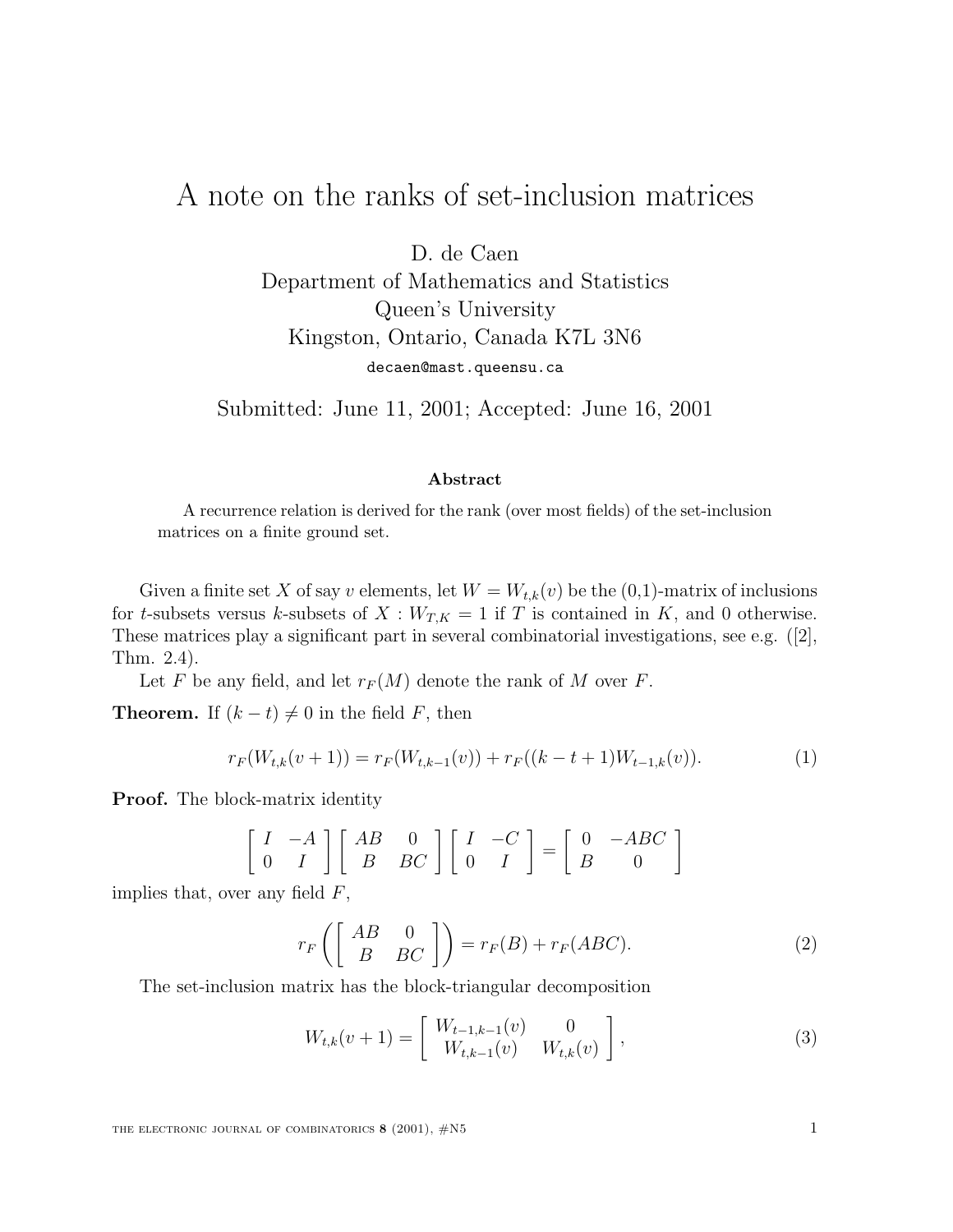# A note on the ranks of set-inclusion matrices

D. de Caen
Department of Mathematics and Statistics
Queen's University
Kingston, Ontario, Canada K7L 3N6
decaen@mast.queensu.ca

Submitted: June 11, 2001; Accepted: June 16, 2001

### Abstract

A recurrence relation is derived for the rank (over most fields) of the set-inclusion matrices on a finite ground set.

Given a finite set $X$ of say $v$ elements, let $W = W_{t,k}(v)$ be the (0,1)-matrix of inclusions for $t$-subsets versus $k$-subsets of $X$ : $W_{T,K} = 1$ if $T$ is contained in $K$, and 0 otherwise. These matrices play a significant part in several combinatorial investigations, see e.g. ([2], Thm. 2.4).

Let $F$ be any field, and let $r_F(M)$ denote the rank of $M$ over $F$.

**Theorem.** If $(k - t) \neq 0$ in the field $F$, then

$$r_F(W_{t,k}(v+1)) = r_F(W_{t,k-1}(v)) + r_F((k-t+1)W_{t-1,k}(v)). \tag{1}$$

**Proof.** The block-matrix identity

$$\begin{bmatrix} I & -A \\ 0 & I \end{bmatrix} \begin{bmatrix} AB & 0 \\ B & BC \end{bmatrix} \begin{bmatrix} I & -C \\ 0 & I \end{bmatrix} = \begin{bmatrix} 0 & -ABC \\ B & 0 \end{bmatrix}$$

implies that, over any field $F$,

$$r_F\left(\begin{bmatrix} AB & 0 \\ B & BC \end{bmatrix}\right) = r_F(B) + r_F(ABC). \tag{2}$$

The set-inclusion matrix has the block-triangular decomposition

$$W_{t,k}(v+1) = \begin{bmatrix} W_{t-1,k-1}(v) & 0 \\ W_{t,k-1}(v) & W_{t,k}(v) \end{bmatrix}, \tag{3}$$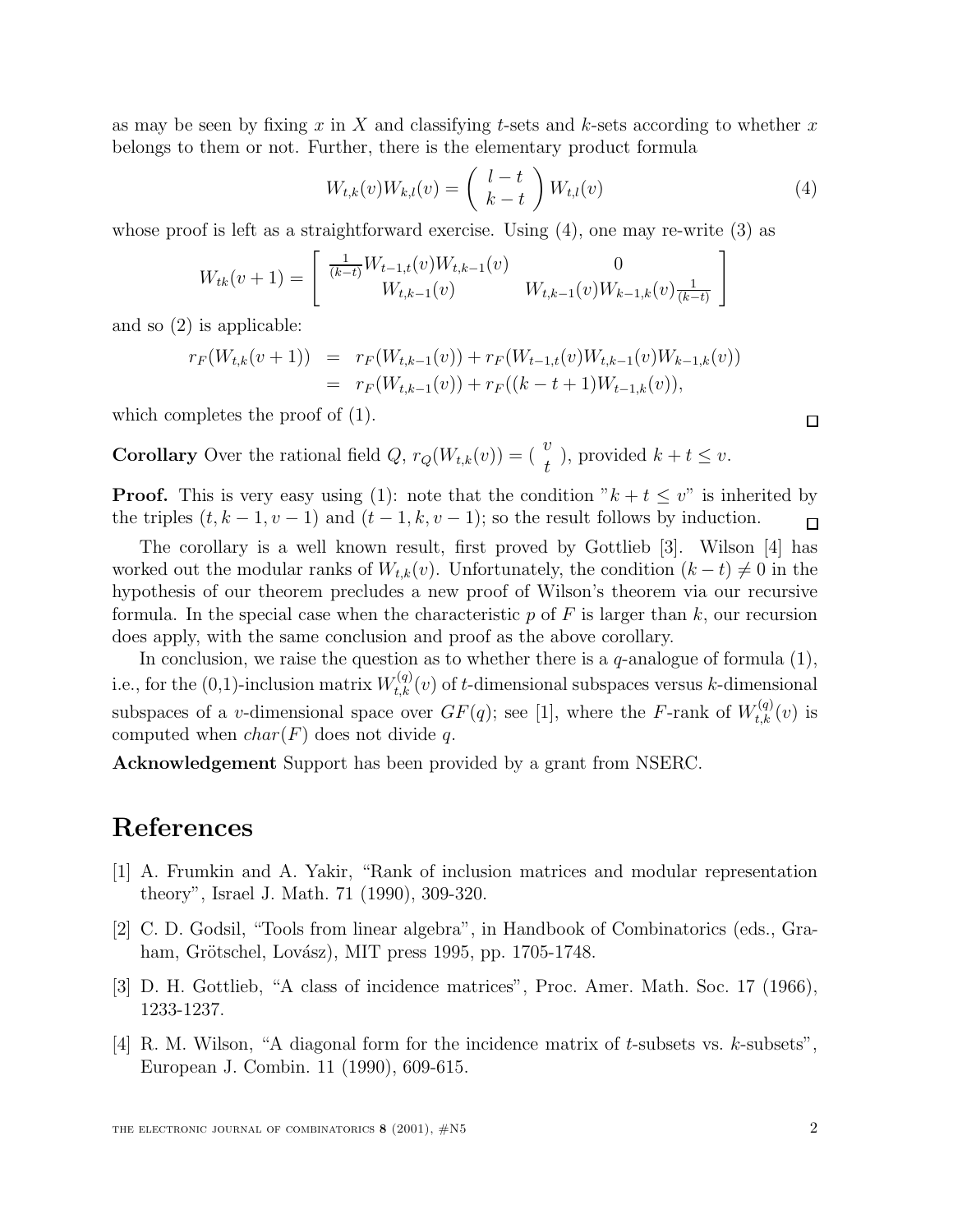as may be seen by fixing $x$ in $X$ and classifying $t$-sets and $k$-sets according to whether $x$ belongs to them or not. Further, there is the elementary product formula

$$W_{t,k}(v)W_{k,l}(v) = \left( \begin{array}{c} l-t \\ k-t \end{array} \right) W_{t,l}(v) \tag{4}$$

whose proof is left as a straightforward exercise. Using (4), one may re-write (3) as

$$W_{tk}(v+1) = \left[ \begin{array}{cc} \frac{1}{(k-t)} W_{t-1,t}(v) W_{t,k-1}(v) & 0 \\ W_{t,k-1}(v) & W_{t,k-1}(v) W_{k-1,k}(v) \frac{1}{(k-t)} \end{array} \right]$$

and so (2) is applicable:

$$\begin{aligned} r_F(W_{t,k}(v+1)) &= r_F(W_{t,k-1}(v)) + r_F(W_{t-1,t}(v)W_{t,k-1}(v)W_{k-1,k}(v)) \\ &= r_F(W_{t,k-1}(v)) + r_F((k-t+1)W_{t-1,k}(v)), \end{aligned}$$

which completes the proof of (1). □

**Corollary** Over the rational field $Q$, $r_Q(W_{t,k}(v)) = \left( \begin{array}{c} v \\ t \end{array} \right)$, provided $k + t \leq v$.

**Proof.** This is very easy using (1): note that the condition "$k + t \leq v$" is inherited by the triples $(t, k-1, v-1)$ and $(t-1, k, v-1)$; so the result follows by induction. □

The corollary is a well known result, first proved by Gottlieb [3]. Wilson [4] has worked out the modular ranks of $W_{t,k}(v)$. Unfortunately, the condition $(k-t) \neq 0$ in the hypothesis of our theorem precludes a new proof of Wilson's theorem via our recursive formula. In the special case when the characteristic $p$ of $F$ is larger than $k$, our recursion does apply, with the same conclusion and proof as the above corollary.

In conclusion, we raise the question as to whether there is a $q$-analogue of formula (1), i.e., for the (0,1)-inclusion matrix $W_{t,k}^{(q)}(v)$ of $t$-dimensional subspaces versus $k$-dimensional subspaces of a $v$-dimensional space over $GF(q)$; see [1], where the $F$-rank of $W_{t,k}^{(q)}(v)$ is computed when $char(F)$ does not divide $q$.

**Acknowledgement** Support has been provided by a grant from NSERC.

# References

[1] A. Frumkin and A. Yakir, "Rank of inclusion matrices and modular representation theory", Israel J. Math. 71 (1990), 309-320.

[2] C. D. Godsil, "Tools from linear algebra", in Handbook of Combinatorics (eds., Graham, Grötschel, Lovász), MIT press 1995, pp. 1705-1748.

[3] D. H. Gottlieb, "A class of incidence matrices", Proc. Amer. Math. Soc. 17 (1966), 1233-1237.

[4] R. M. Wilson, "A diagonal form for the incidence matrix of $t$-subsets vs. $k$-subsets", European J. Combin. 11 (1990), 609-615.